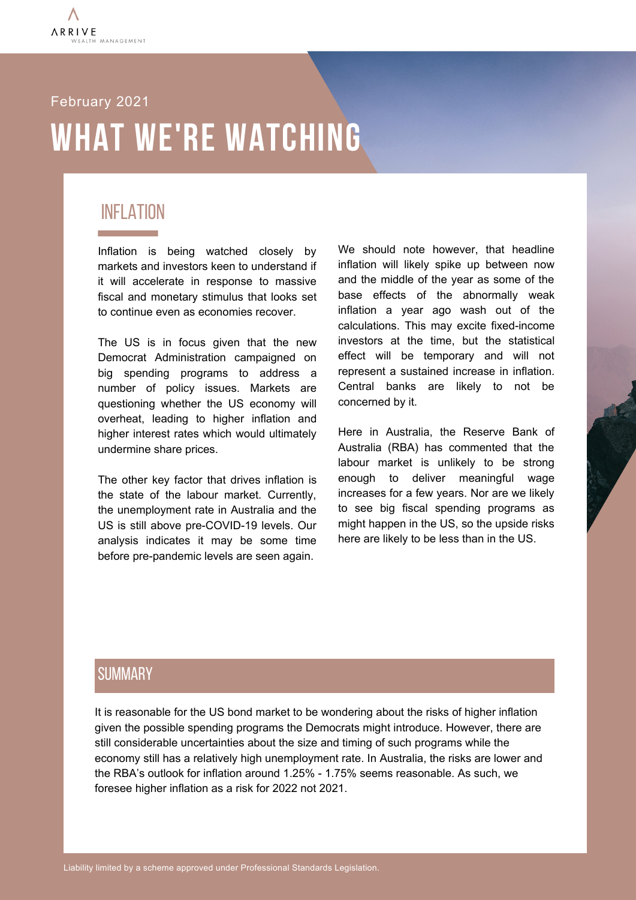February 2021

# WHAT WE'RE WATCHING

## INFLATION

Inflation is being watched closely by markets and investors keen to understand if it will accelerate in response to massive fiscal and monetary stimulus that looks set to continue even as economies recover.

The US is in focus given that the new Democrat Administration campaigned on big spending programs to address a number of policy issues. Markets are questioning whether the US economy will overheat, leading to higher inflation and higher interest rates which would ultimately undermine share prices.

The other key factor that drives inflation is the state of the labour market. Currently, the unemployment rate in Australia and the US is still above pre-COVID-19 levels. Our analysis indicates it may be some time before pre-pandemic levels are seen again.

We should note however, that headline inflation will likely spike up between now and the middle of the year as some of the base effects of the abnormally weak inflation a year ago wash out of the calculations. This may excite fixed-income investors at the time, but the statistical effect will be temporary and will not represent a sustained increase in inflation. Central banks are likely to not be concerned by it.

Here in Australia, the Reserve Bank of Australia (RBA) has commented that the labour market is unlikely to be strong enough to deliver meaningful wage increases for a few years. Nor are we likely to see big fiscal spending programs as might happen in the US, so the upside risks here are likely to be less than in the US.

## SUMMARY

It is reasonable for the US bond market to be wondering about the risks of higher inflation given the possible spending programs the Democrats might introduce. However, there are still considerable uncertainties about the size and timing of such programs while the economy still has a relatively high unemployment rate. In Australia, the risks are lower and the RBA's outlook for inflation around 1.25% - 1.75% seems reasonable. As such, we foresee higher inflation as a risk for 2022 not 2021.

Liability limited by a scheme approved under Professional Standards Legislation.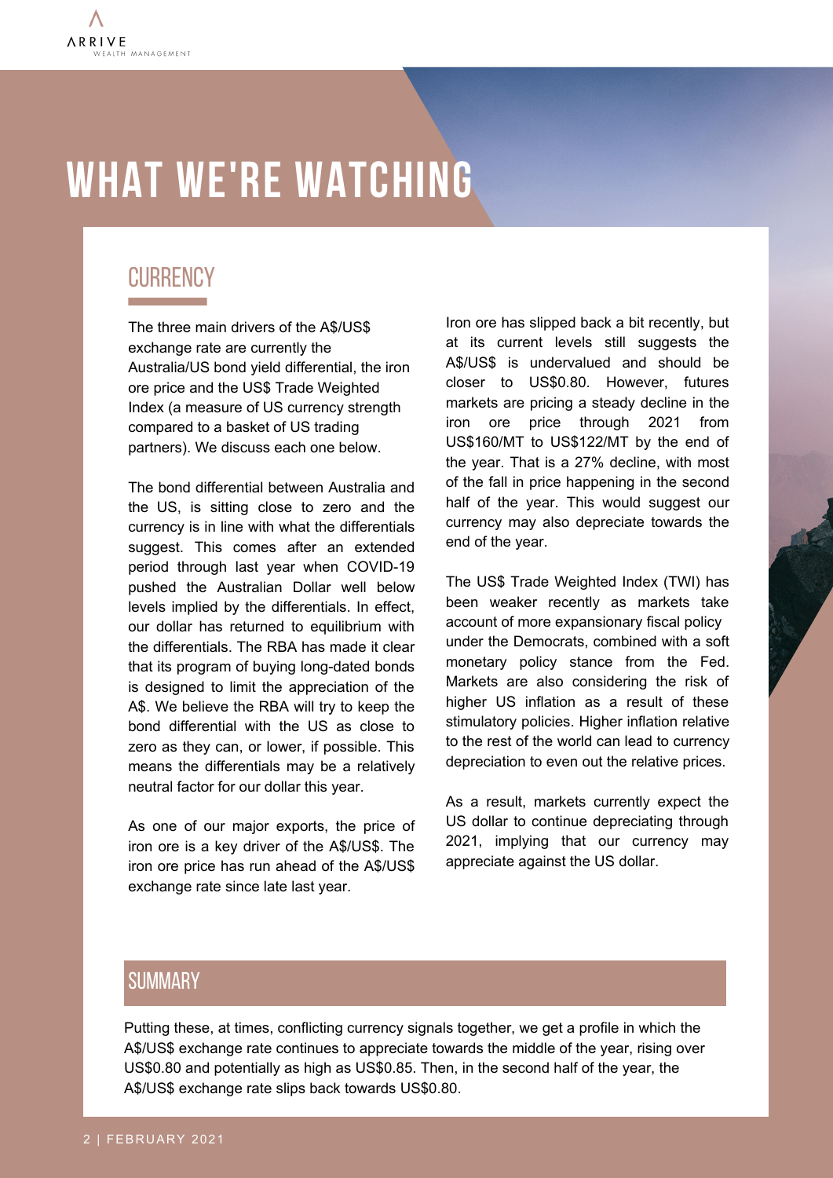# WHAT WE'RE WATCHING

## CURRENCY

The three main drivers of the A$/US$ exchange rate are currently the Australia/US bond yield differential, the iron ore price and the US$ Trade Weighted Index (a measure of US currency strength compared to a basket of US trading partners). We discuss each one below.

The bond differential between Australia and the US, is sitting close to zero and the currency is in line with what the differentials suggest. This comes after an extended period through last year when COVID-19 pushed the Australian Dollar well below levels implied by the differentials. In effect, our dollar has returned to equilibrium with the differentials. The RBA has made it clear that its program of buying long-dated bonds is designed to limit the appreciation of the A$. We believe the RBA will try to keep the bond differential with the US as close to zero as they can, or lower, if possible. This means the differentials may be a relatively neutral factor for our dollar this year.

As one of our major exports, the price of iron ore is a key driver of the A$/US$. The iron ore price has run ahead of the A$/US$ exchange rate since late last year.

Iron ore has slipped back a bit recently, but at its current levels still suggests the A$/US$ is undervalued and should be closer to US$0.80. However, futures markets are pricing a steady decline in the iron ore price through 2021 from US$160/MT to US$122/MT by the end of the year. That is a 27% decline, with most of the fall in price happening in the second half of the year. This would suggest our currency may also depreciate towards the end of the year.

The US$ Trade Weighted Index (TWI) has been weaker recently as markets take account of more expansionary fiscal policy under the Democrats, combined with a soft monetary policy stance from the Fed. Markets are also considering the risk of higher US inflation as a result of these stimulatory policies. Higher inflation relative to the rest of the world can lead to currency depreciation to even out the relative prices.

As a result, markets currently expect the US dollar to continue depreciating through 2021, implying that our currency may appreciate against the US dollar.

## SUMMARY

Putting these, at times, conflicting currency signals together, we get a profile in which the A$/US$ exchange rate continues to appreciate towards the middle of the year, rising over US$0.80 and potentially as high as US$0.85. Then, in the second half of the year, the A$/US$ exchange rate slips back towards US$0.80.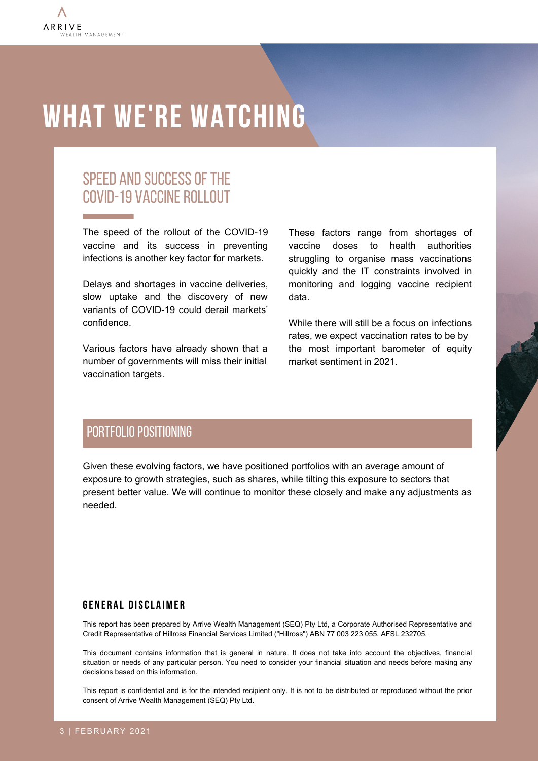# WHAT WE'RE WATCHING

## SPEED AND SUCCESS OF THE COVID-19 VACCINE ROLLOUT

The speed of the rollout of the COVID-19 vaccine and its success in preventing infections is another key factor for markets.

Delays and shortages in vaccine deliveries, slow uptake and the discovery of new variants of COVID-19 could derail markets' confidence.

Various factors have already shown that a number of governments will miss their initial vaccination targets.

These factors range from shortages of vaccine doses to health authorities struggling to organise mass vaccinations quickly and the IT constraints involved in monitoring and logging vaccine recipient data.

While there will still be a focus on infections rates, we expect vaccination rates to be by the most important barometer of equity market sentiment in 2021.

## PORTFOLIO POSITIONING

Given these evolving factors, we have positioned portfolios with an average amount of exposure to growth strategies, such as shares, while tilting this exposure to sectors that present better value. We will continue to monitor these closely and make any adjustments as needed.

### GENERAL DISCLAIMER

This report has been prepared by Arrive Wealth Management (SEQ) Pty Ltd, a Corporate Authorised Representative and Credit Representative of Hillross Financial Services Limited ("Hillross") ABN 77 003 223 055, AFSL 232705.

This document contains information that is general in nature. It does not take into account the objectives, financial situation or needs of any particular person. You need to consider your financial situation and needs before making any decisions based on this information.

This report is confidential and is for the intended recipient only. It is not to be distributed or reproduced without the prior consent of Arrive Wealth Management (SEQ) Pty Ltd.